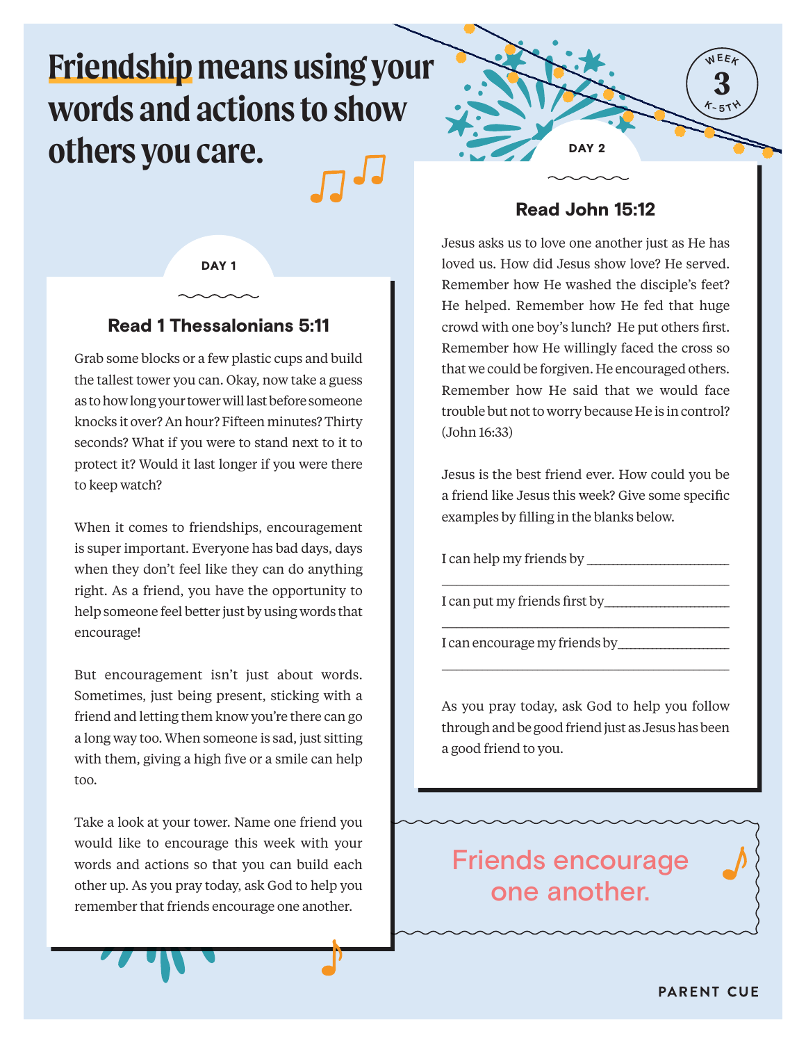# Friendship means using your words and actions to show others you care.

WEEK 3 K-5TH

## DAY 1

### Read 1 Thessalonians 5:11

Grab some blocks or a few plastic cups and build the tallest tower you can. Okay, now take a guess as to how long your tower will last before someone knocks it over? An hour? Fifteen minutes? Thirty seconds? What if you were to stand next to it to protect it? Would it last longer if you were there to keep watch?

When it comes to friendships, encouragement is super important. Everyone has bad days, days when they don't feel like they can do anything right. As a friend, you have the opportunity to help someone feel better just by using words that encourage!

But encouragement isn't just about words. Sometimes, just being present, sticking with a friend and letting them know you're there can go a long way too. When someone is sad, just sitting with them, giving a high five or a smile can help too.

Take a look at your tower. Name one friend you would like to encourage this week with your words and actions so that you can build each other up. As you pray today, ask God to help you remember that friends encourage one another.

## DAY 2

### Read John 15:12

Jesus asks us to love one another just as He has loved us. How did Jesus show love? He served. Remember how He washed the disciple's feet? He helped. Remember how He fed that huge crowd with one boy's lunch? He put others first. Remember how He willingly faced the cross so that we could be forgiven. He encouraged others. Remember how He said that we would face trouble but not to worry because He is in control? (John 16:33)

Jesus is the best friend ever. How could you be a friend like Jesus this week? Give some specific examples by filling in the blanks below.

I can help my friends by ______________________

______________________________________________

I can put my friends first by___________________

______________________________________________

I can encourage my friends by__________________

______________________________________________

As you pray today, ask God to help you follow through and be good friend just as Jesus has been a good friend to you.

Friends encourage one another.

PARENT CUE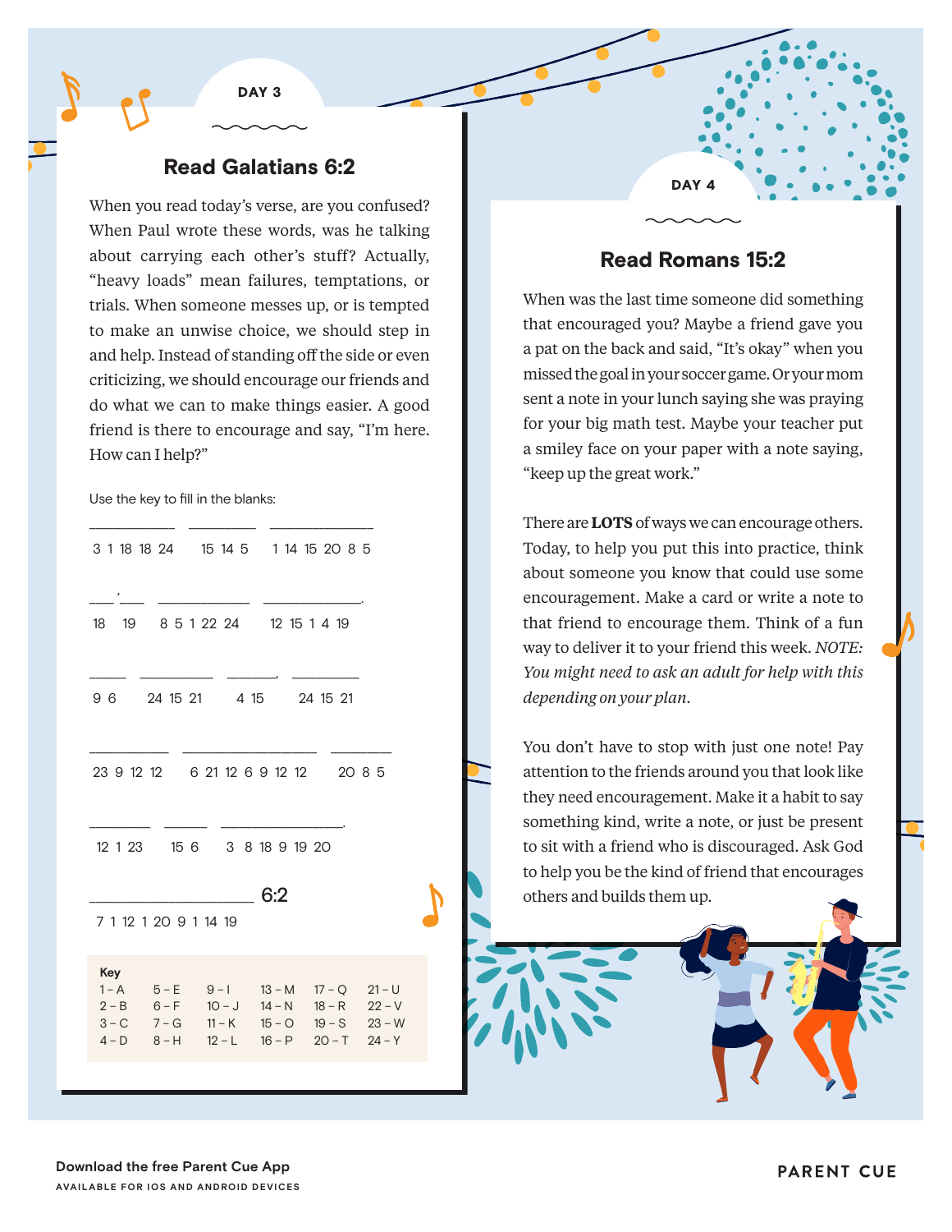DAY 3

## Read Galatians 6:2

When you read today's verse, are you confused? When Paul wrote these words, was he talking about carrying each other's stuff? Actually, "heavy loads" mean failures, temptations, or trials. When someone messes up, or is tempted to make an unwise choice, we should step in and help. Instead of standing off the side or even criticizing, we should encourage our friends and do what we can to make things easier. A good friend is there to encourage and say, "I'm here. How can I help?"

Use the key to fill in the blanks:

_____ _____ _____
3 1 18 18 24 &nbsp;&nbsp; 15 14 5 &nbsp;&nbsp; 1 14 15 20 8 5

___'___ _____ _____.
18 19 &nbsp;&nbsp; 8 5 1 22 24 &nbsp;&nbsp; 12 15 1 4 19

_____ _____ _____, _____
9 6 &nbsp;&nbsp; 24 15 21 &nbsp;&nbsp; 4 15 &nbsp;&nbsp; 24 15 21

_____ _____ _____
23 9 12 12 &nbsp;&nbsp; 6 21 12 6 9 12 12 &nbsp;&nbsp; 20 8 5

_____ _____ _____.
12 1 23 &nbsp;&nbsp; 15 6 &nbsp;&nbsp; 3 8 18 9 19 20

_____ 6:2
7 1 12 1 20 9 1 14 19

**Key**

| | | | | | |
|---|---|---|---|---|---|
| 1 – A | 5 – E | 9 – I | 13 – M | 17 – Q | 21 – U |
| 2 – B | 6 – F | 10 – J | 14 – N | 18 – R | 22 – V |
| 3 – C | 7 – G | 11 – K | 15 – O | 19 – S | 23 – W |
| 4 – D | 8 – H | 12 – L | 16 – P | 20 – T | 24 – Y |

DAY 4

## Read Romans 15:2

When was the last time someone did something that encouraged you? Maybe a friend gave you a pat on the back and said, "It's okay" when you missed the goal in your soccer game. Or your mom sent a note in your lunch saying she was praying for your big math test. Maybe your teacher put a smiley face on your paper with a note saying, "keep up the great work."

There are **LOTS** of ways we can encourage others. Today, to help you put this into practice, think about someone you know that could use some encouragement. Make a card or write a note to that friend to encourage them. Think of a fun way to deliver it to your friend this week. *NOTE: You might need to ask an adult for help with this depending on your plan.*

You don't have to stop with just one note! Pay attention to the friends around you that look like they need encouragement. Make it a habit to say something kind, write a note, or just be present to sit with a friend who is discouraged. Ask God to help you be the kind of friend that encourages others and builds them up.

Download the free Parent Cue App
AVAILABLE FOR IOS AND ANDROID DEVICES

PARENT CUE